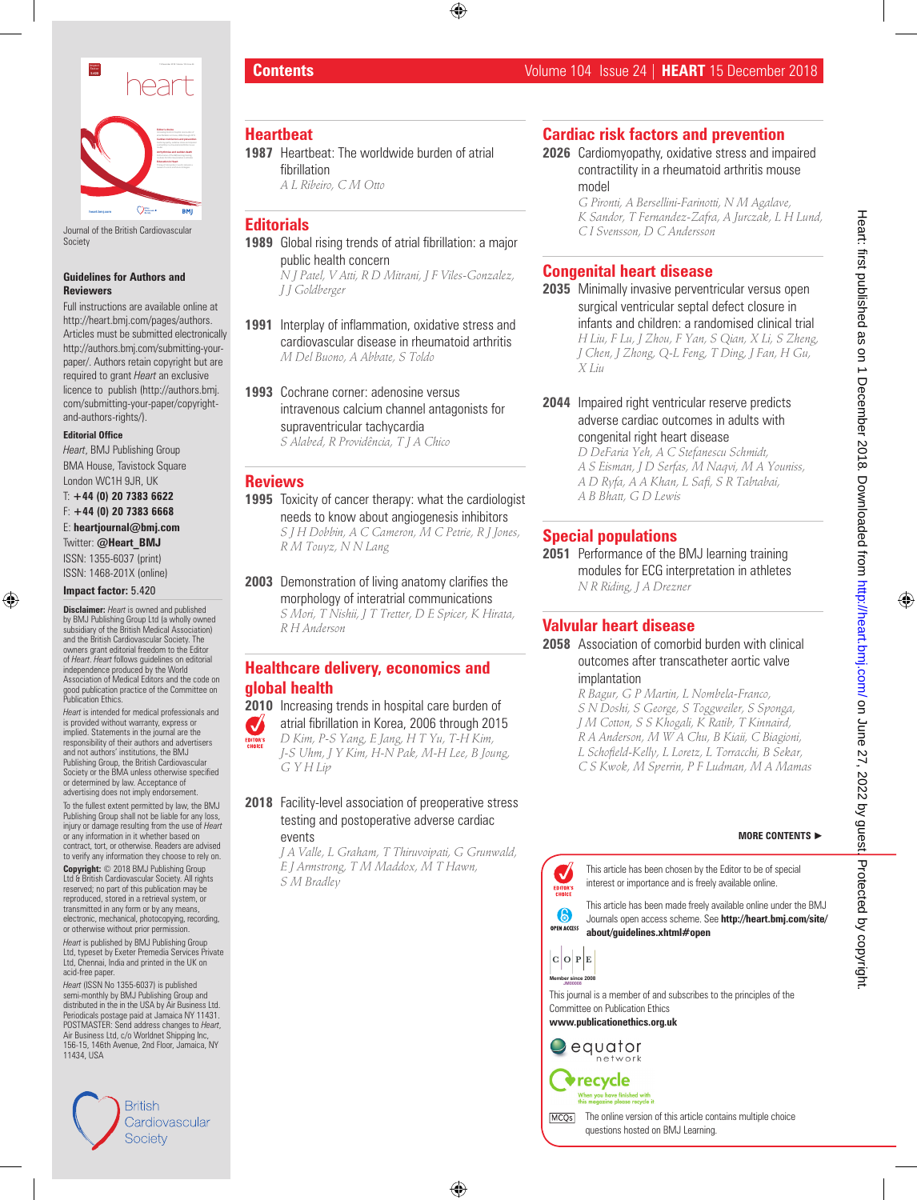Journal of the British Cardiovascular Society

**Guidelines for Authors and Reviewers**

Full instructions are available online at http://heart.bmj.com/pages/authors. Articles must be submitted electronically http://authors.bmj.com/submitting-your-paper/. Authors retain copyright but are required to grant *Heart* an exclusive licence to publish (http://authors.bmj.com/submitting-your-paper/copyright-and-authors-rights/).

**Editorial Office**

*Heart*, BMJ Publishing Group
BMA House, Tavistock Square
London WC1H 9JR, UK
T: **+44 (0) 20 7383 6622**
F: **+44 (0) 20 7383 6668**
E: **heartjournal@bmj.com**
Twitter: **@Heart_BMJ**
ISSN: 1355-6037 (print)
ISSN: 1468-201X (online)

**Impact factor:** 5.420

**Disclaimer:** *Heart* is owned and published by BMJ Publishing Group Ltd (a wholly owned subsidiary of the British Medical Association) and the British Cardiovascular Society. The owners grant editorial freedom to the Editor of *Heart*. *Heart* follows guidelines on editorial independence produced by the World Association of Medical Editors and the code on good publication practice of the Committee on Publication Ethics.

*Heart* is intended for medical professionals and is provided without warranty, express or implied. Statements in the journal are the responsibility of their authors and advertisers and not authors' institutions, the BMJ Publishing Group, the British Cardiovascular Society or the BMA unless otherwise specified or determined by law. Acceptance of advertising does not imply endorsement.

To the fullest extent permitted by law, the BMJ Publishing Group shall not be liable for any loss, injury or damage resulting from the use of *Heart* or any information in it whether based on contract, tort, or otherwise. Readers are advised to verify any information they choose to rely on.

**Copyright:** © 2018 BMJ Publishing Group Ltd & British Cardiovascular Society. All rights reserved; no part of this publication may be reproduced, stored in a retrieval system, or transmitted in any form or by any means, electronic, mechanical, photocopying, recording, or otherwise without prior permission.

*Heart* is published by BMJ Publishing Group Ltd, typeset by Exeter Premedia Services Private Ltd, Chennai, India and printed in the UK on acid-free paper.

*Heart* (ISSN No 1355-6037) is published semi-monthly by BMJ Publishing Group and distributed in the in the USA by Air Business Ltd. Periodicals postage paid at Jamaica NY 11431. POSTMASTER: Send address changes to *Heart*, Air Business Ltd, c/o Worldnet Shipping Inc, 156-15, 146th Avenue, 2nd Floor, Jamaica, NY 11434, USA

British Cardiovascular Society

# Contents

## Heartbeat

**1987** Heartbeat: The worldwide burden of atrial fibrillation
*A L Ribeiro, C M Otto*

## Editorials

**1989** Global rising trends of atrial fibrillation: a major public health concern
*N J Patel, V Atti, R D Mitrani, J F Viles-Gonzalez, J J Goldberger*

**1991** Interplay of inflammation, oxidative stress and cardiovascular disease in rheumatoid arthritis
*M Del Buono, A Abbate, S Toldo*

**1993** Cochrane corner: adenosine versus intravenous calcium channel antagonists for supraventricular tachycardia
*S Alabed, R Providência, T J A Chico*

## Reviews

**1995** Toxicity of cancer therapy: what the cardiologist needs to know about angiogenesis inhibitors
*S J H Dobbin, A C Cameron, M C Petrie, R J Jones, R M Touyz, N N Lang*

**2003** Demonstration of living anatomy clarifies the morphology of interatrial communications
*S Mori, T Nishii, J T Tretter, D E Spicer, K Hirata, R H Anderson*

## Healthcare delivery, economics and global health

**2010** Increasing trends in hospital care burden of atrial fibrillation in Korea, 2006 through 2015 (Editor's choice)
*D Kim, P-S Yang, E Jang, H T Yu, T-H Kim, J-S Uhm, J Y Kim, H-N Pak, M-H Lee, B Joung, G Y H Lip*

**2018** Facility-level association of preoperative stress testing and postoperative adverse cardiac events
*J A Valle, L Graham, T Thiruvoipati, G Grunwald, E J Armstrong, T M Maddox, M T Hawn, S M Bradley*

## Cardiac risk factors and prevention

**2026** Cardiomyopathy, oxidative stress and impaired contractility in a rheumatoid arthritis mouse model
*G Pironti, A Bersellini-Farinotti, N M Agalave, K Sandor, T Fernandez-Zafra, A Jurczak, L H Lund, C I Svensson, D C Andersson*

## Congenital heart disease

**2035** Minimally invasive perventricular versus open surgical ventricular septal defect closure in infants and children: a randomised clinical trial
*H Liu, F Lu, J Zhou, F Yan, S Qian, X Li, S Zheng, J Chen, J Zhong, Q-L Feng, T Ding, J Fan, H Gu, X Liu*

**2044** Impaired right ventricular reserve predicts adverse cardiac outcomes in adults with congenital right heart disease
*D DeFaria Yeh, A C Stefanescu Schmidt, A S Eisman, J D Serfas, M Naqvi, M A Youniss, A D Ryfa, A A Khan, L Safi, S R Tabtabai, A B Bhatt, G D Lewis*

## Special populations

**2051** Performance of the BMJ learning training modules for ECG interpretation in athletes
*N R Riding, J A Drezner*

## Valvular heart disease

**2058** Association of comorbid burden with clinical outcomes after transcatheter aortic valve implantation
*R Bagur, G P Martin, L Nombela-Franco, S N Doshi, S George, S Toggweiler, S Sponga, J M Cotton, S S Khogali, K Ratib, T Kinnaird, R A Anderson, M W A Chu, B Kiaii, C Biagioni, L Schofield-Kelly, L Loretz, L Torracchi, B Sekar, C S Kwok, M Sperrin, P F Ludman, M A Mamas*

**MORE CONTENTS ►**

EDITOR'S CHOICE — This article has been chosen by the Editor to be of special interest or importance and is freely available online.

OPEN ACCESS — This article has been made freely available online under the BMJ Journals open access scheme. See **http://heart.bmj.com/site/about/guidelines.xhtml#open**

COPE — Member since 2008 — This journal is a member of and subscribes to the principles of the Committee on Publication Ethics **www.publicationethics.org.uk**

equator network

recycle — When you have finished with this magazine please recycle it

MCQs — The online version of this article contains multiple choice questions hosted on BMJ Learning.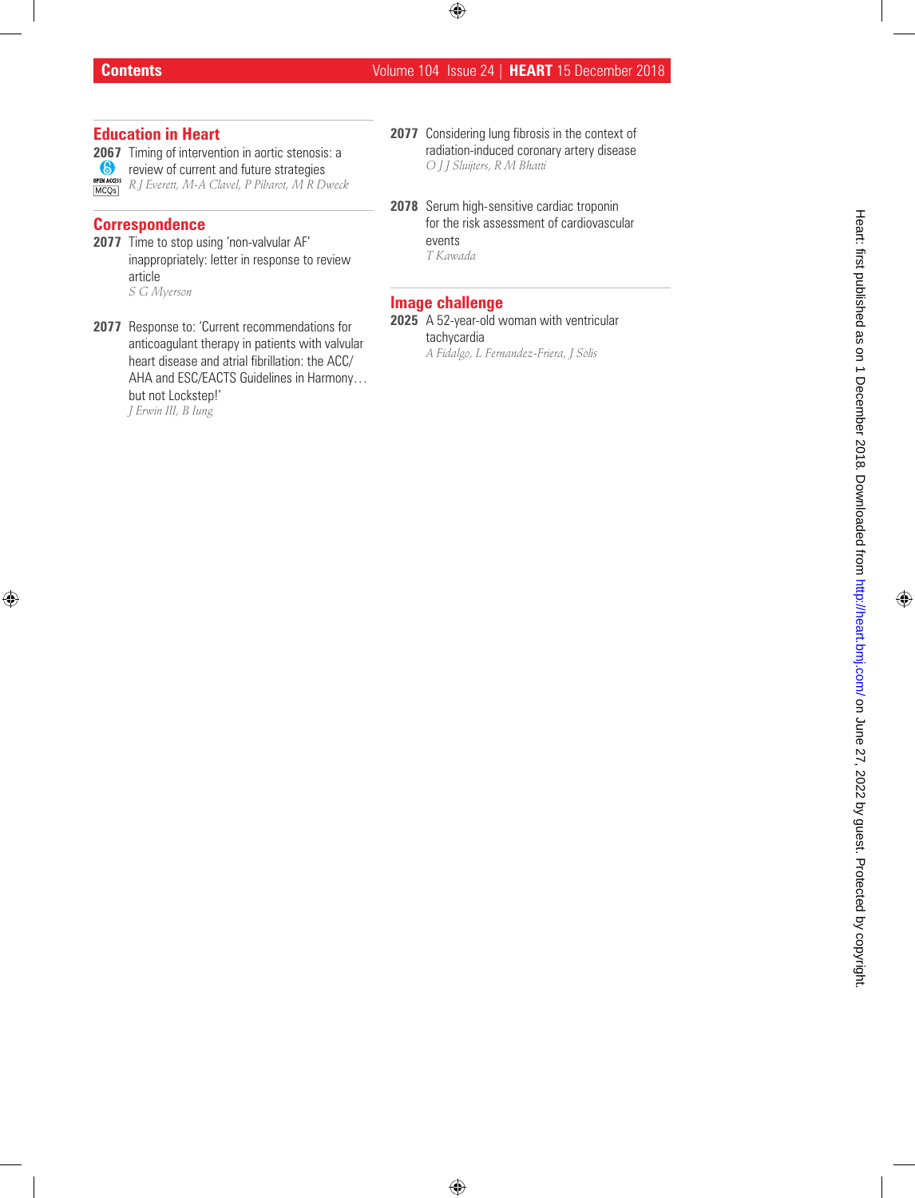## Education in Heart

**2067** Timing of intervention in aortic stenosis: a review of current and future strategies
OPEN ACCESS MCQs
*R J Everett, M-A Clavel, P Pibarot, M R Dweck*

## Correspondence

**2077** Time to stop using 'non-valvular AF' inappropriately: letter in response to review article
*S G Myerson*

**2077** Response to: 'Current recommendations for anticoagulant therapy in patients with valvular heart disease and atrial fibrillation: the ACC/AHA and ESC/EACTS Guidelines in Harmony… but not Lockstep!'
*J Erwin III, B Iung*

**2077** Considering lung fibrosis in the context of radiation-induced coronary artery disease
*O J J Sluijters, R M Bhatti*

**2078** Serum high-sensitive cardiac troponin for the risk assessment of cardiovascular events
*T Kawada*

## Image challenge

**2025** A 52-year-old woman with ventricular tachycardia
*A Fidalgo, L Fernandez-Friera, J Solis*